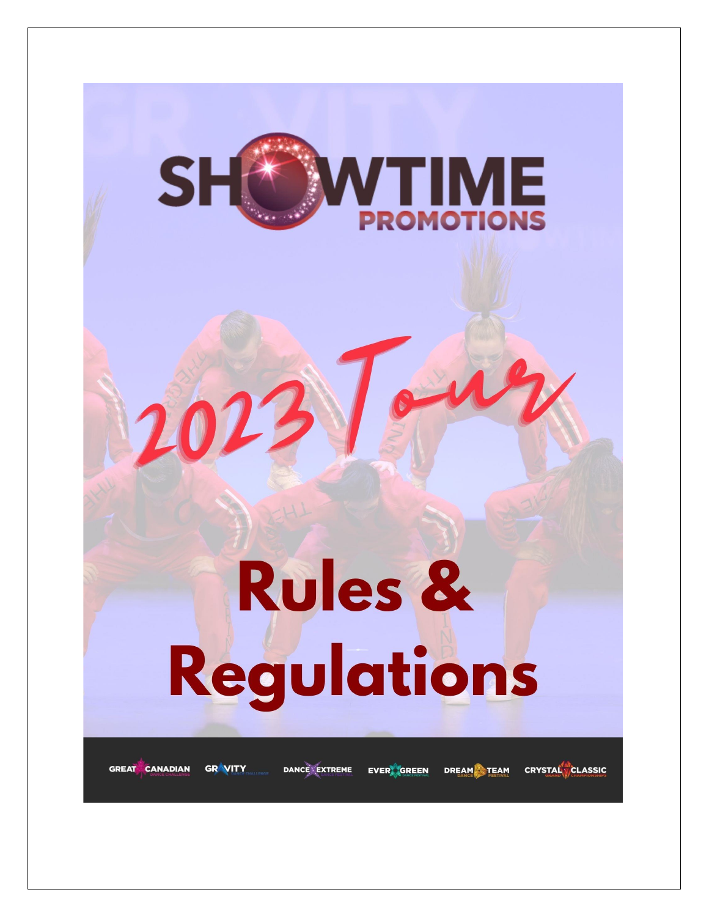# SHOWTIME PROMOTIONS

## 2023 Tour

# Rules & Regulations

GREAT CANADIAN DANCE CHALLENGE GRAVITY DANCE CHALLENGE DANCE EXTREME EVERGREEN DANCE FESTIVAL DREAM TEAM DANCE FESTIVAL CRYSTAL CLASSIC GRAND CHAMPIONSHIPS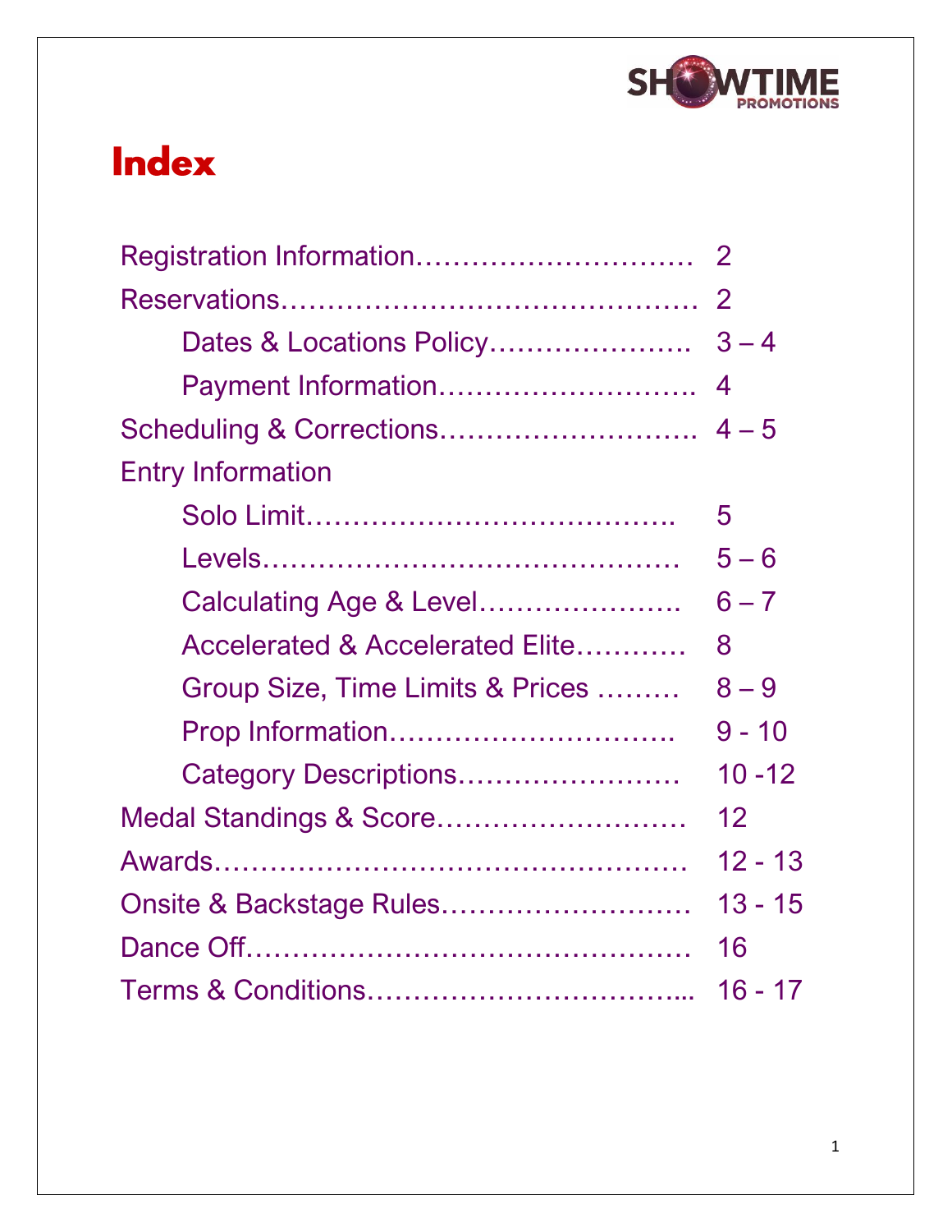# Index

Registration Information………………………… 2

Reservations……………………………………… 2

- Dates & Locations Policy…………………. 3 – 4
- Payment Information………………………. 4

Scheduling & Corrections………………………. 4 – 5

Entry Information

- Solo Limit…………………………………. 5
- Levels……………………………………… 5 – 6
- Calculating Age & Level…………………. 6 – 7
- Accelerated & Accelerated Elite………… 8
- Group Size, Time Limits & Prices ……… 8 – 9
- Prop Information………………………….. 9 - 10
- Category Descriptions…………………… 10 -12

Medal Standings & Score………………………. 12

Awards…………………………………………… 12 - 13

Onsite & Backstage Rules……………………… 13 - 15

Dance Off………………………………………… 16

Terms & Conditions……………………………... 16 - 17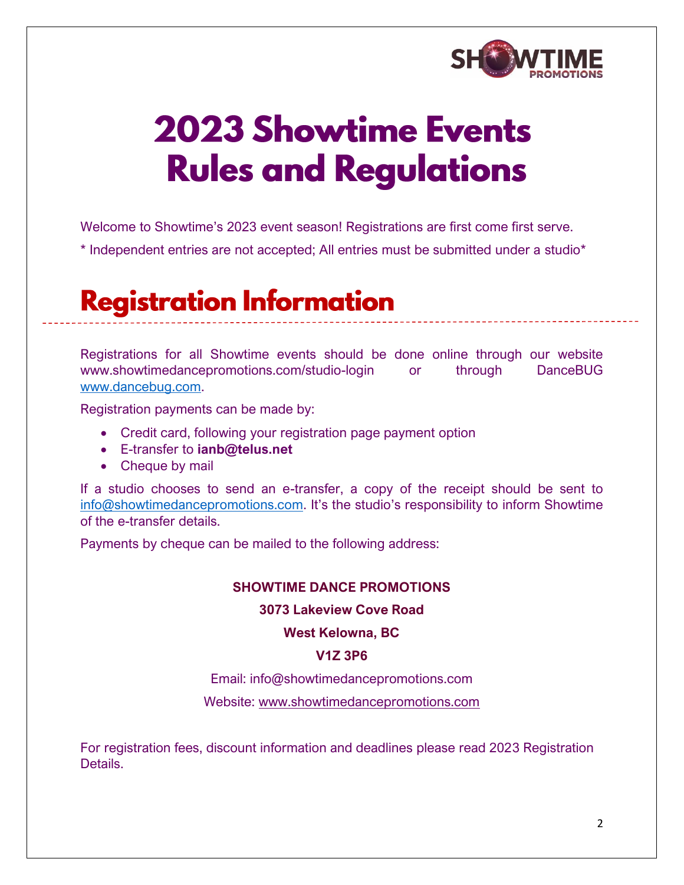# 2023 Showtime Events Rules and Regulations

Welcome to Showtime's 2023 event season! Registrations are first come first serve.

* Independent entries are not accepted; All entries must be submitted under a studio*

## Registration Information

Registrations for all Showtime events should be done online through our website www.showtimedancepromotions.com/studio-login or through DanceBUG www.dancebug.com.

Registration payments can be made by:

- Credit card, following your registration page payment option
- E-transfer to **ianb@telus.net**
- Cheque by mail

If a studio chooses to send an e-transfer, a copy of the receipt should be sent to info@showtimedancepromotions.com. It's the studio's responsibility to inform Showtime of the e-transfer details.

Payments by cheque can be mailed to the following address:

**SHOWTIME DANCE PROMOTIONS**

**3073 Lakeview Cove Road**

**West Kelowna, BC**

**V1Z 3P6**

Email: info@showtimedancepromotions.com

Website: www.showtimedancepromotions.com

For registration fees, discount information and deadlines please read 2023 Registration Details.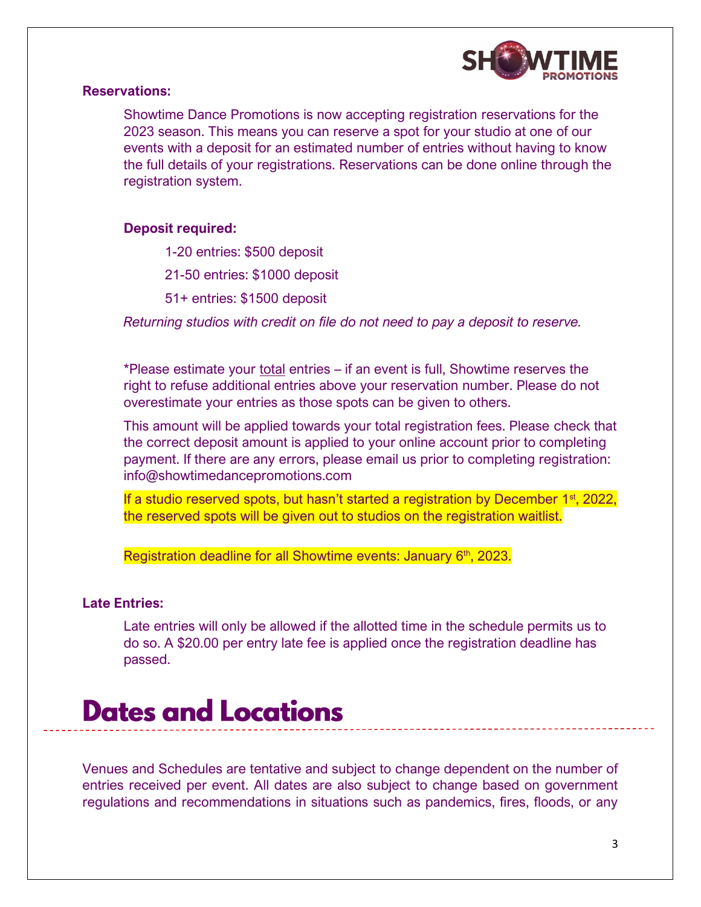### Reservations:

Showtime Dance Promotions is now accepting registration reservations for the 2023 season. This means you can reserve a spot for your studio at one of our events with a deposit for an estimated number of entries without having to know the full details of your registrations. Reservations can be done online through the registration system.

**Deposit required:**

1-20 entries: $500 deposit

21-50 entries: $1000 deposit

51+ entries: $1500 deposit

*Returning studios with credit on file do not need to pay a deposit to reserve.*

*Please estimate your total entries – if an event is full, Showtime reserves the right to refuse additional entries above your reservation number. Please do not overestimate your entries as those spots can be given to others.

This amount will be applied towards your total registration fees. Please check that the correct deposit amount is applied to your online account prior to completing payment. If there are any errors, please email us prior to completing registration: info@showtimedancepromotions.com

If a studio reserved spots, but hasn't started a registration by December 1st, 2022, the reserved spots will be given out to studios on the registration waitlist.

Registration deadline for all Showtime events: January 6th, 2023.

### Late Entries:

Late entries will only be allowed if the allotted time in the schedule permits us to do so. A $20.00 per entry late fee is applied once the registration deadline has passed.

# Dates and Locations

Venues and Schedules are tentative and subject to change dependent on the number of entries received per event. All dates are also subject to change based on government regulations and recommendations in situations such as pandemics, fires, floods, or any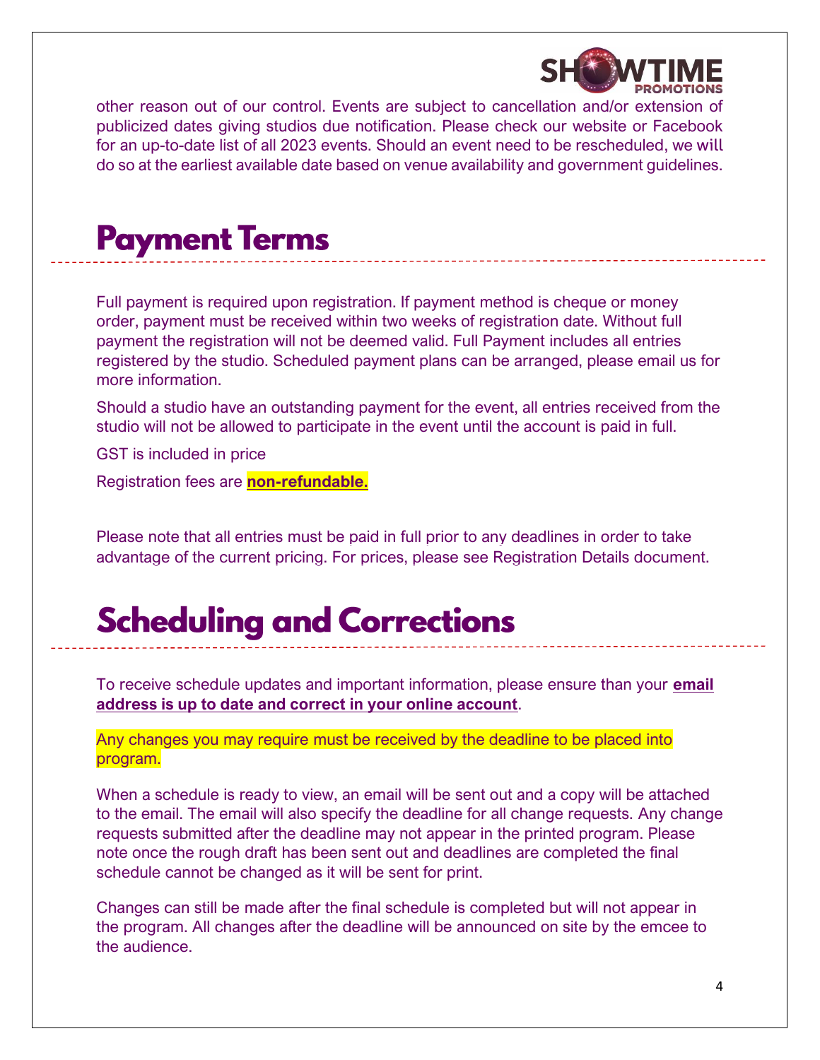other reason out of our control. Events are subject to cancellation and/or extension of publicized dates giving studios due notification. Please check our website or Facebook for an up-to-date list of all 2023 events. Should an event need to be rescheduled, we will do so at the earliest available date based on venue availability and government guidelines.

# Payment Terms

Full payment is required upon registration. If payment method is cheque or money order, payment must be received within two weeks of registration date. Without full payment the registration will not be deemed valid. Full Payment includes all entries registered by the studio. Scheduled payment plans can be arranged, please email us for more information.

Should a studio have an outstanding payment for the event, all entries received from the studio will not be allowed to participate in the event until the account is paid in full.

GST is included in price

Registration fees are **non-refundable.**

Please note that all entries must be paid in full prior to any deadlines in order to take advantage of the current pricing. For prices, please see Registration Details document.

# Scheduling and Corrections

To receive schedule updates and important information, please ensure than your **email address is up to date and correct in your online account**.

Any changes you may require must be received by the deadline to be placed into program.

When a schedule is ready to view, an email will be sent out and a copy will be attached to the email. The email will also specify the deadline for all change requests. Any change requests submitted after the deadline may not appear in the printed program. Please note once the rough draft has been sent out and deadlines are completed the final schedule cannot be changed as it will be sent for print.

Changes can still be made after the final schedule is completed but will not appear in the program. All changes after the deadline will be announced on site by the emcee to the audience.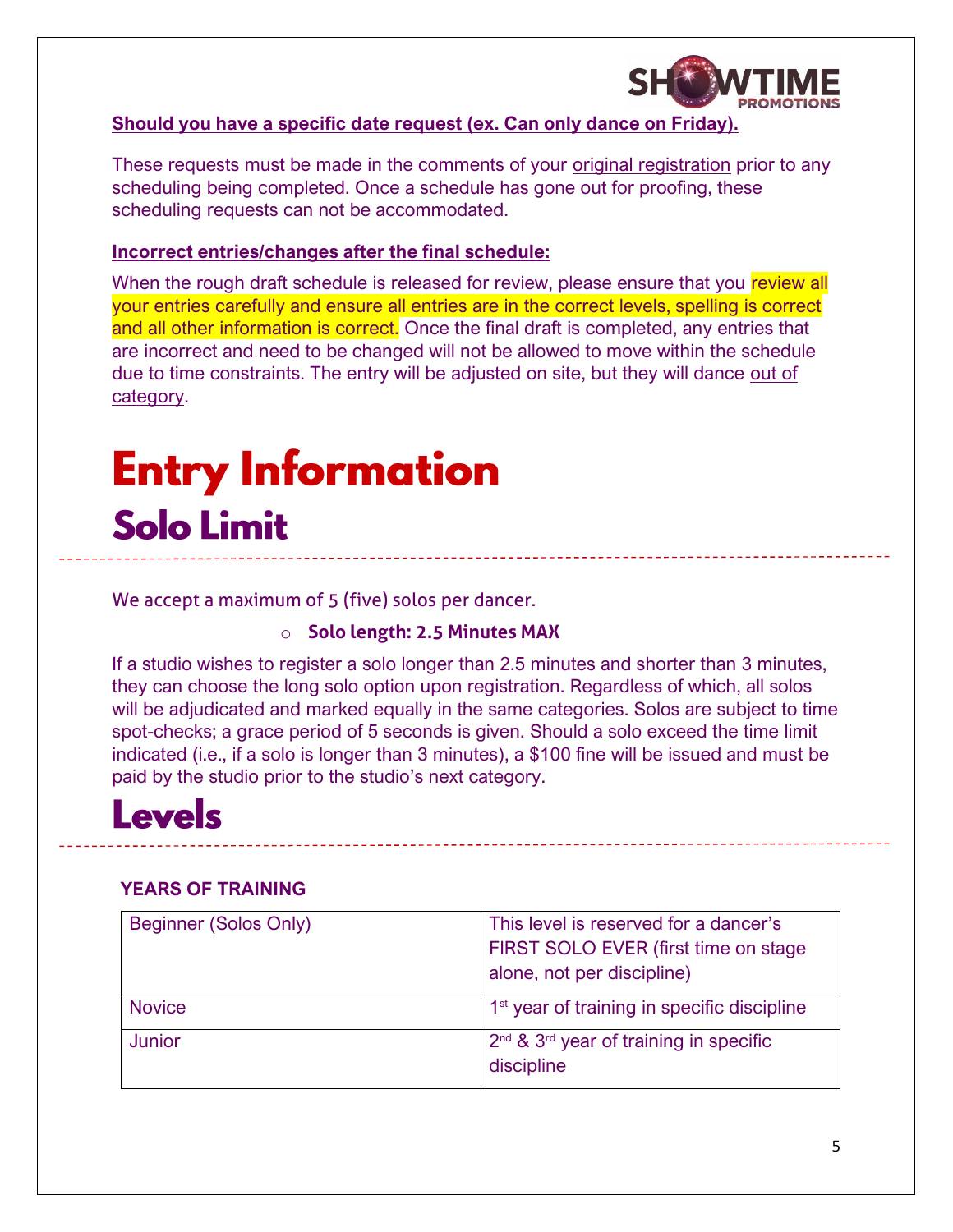**Should you have a specific date request (ex. Can only dance on Friday).**

These requests must be made in the comments of your original registration prior to any scheduling being completed. Once a schedule has gone out for proofing, these scheduling requests can not be accommodated.

**Incorrect entries/changes after the final schedule:**

When the rough draft schedule is released for review, please ensure that you review all your entries carefully and ensure all entries are in the correct levels, spelling is correct and all other information is correct. Once the final draft is completed, any entries that are incorrect and need to be changed will not be allowed to move within the schedule due to time constraints. The entry will be adjusted on site, but they will dance out of category.

# Entry Information

## Solo Limit

We accept a maximum of 5 (five) solos per dancer.

- **Solo length: 2.5 Minutes MAX**

If a studio wishes to register a solo longer than 2.5 minutes and shorter than 3 minutes, they can choose the long solo option upon registration. Regardless of which, all solos will be adjudicated and marked equally in the same categories. Solos are subject to time spot-checks; a grace period of 5 seconds is given. Should a solo exceed the time limit indicated (i.e., if a solo is longer than 3 minutes), a $100 fine will be issued and must be paid by the studio prior to the studio's next category.

## Levels

**YEARS OF TRAINING**

| | |
|---|---|
| Beginner (Solos Only) | This level is reserved for a dancer's FIRST SOLO EVER (first time on stage alone, not per discipline) |
| Novice | 1st year of training in specific discipline |
| Junior | 2nd & 3rd year of training in specific discipline |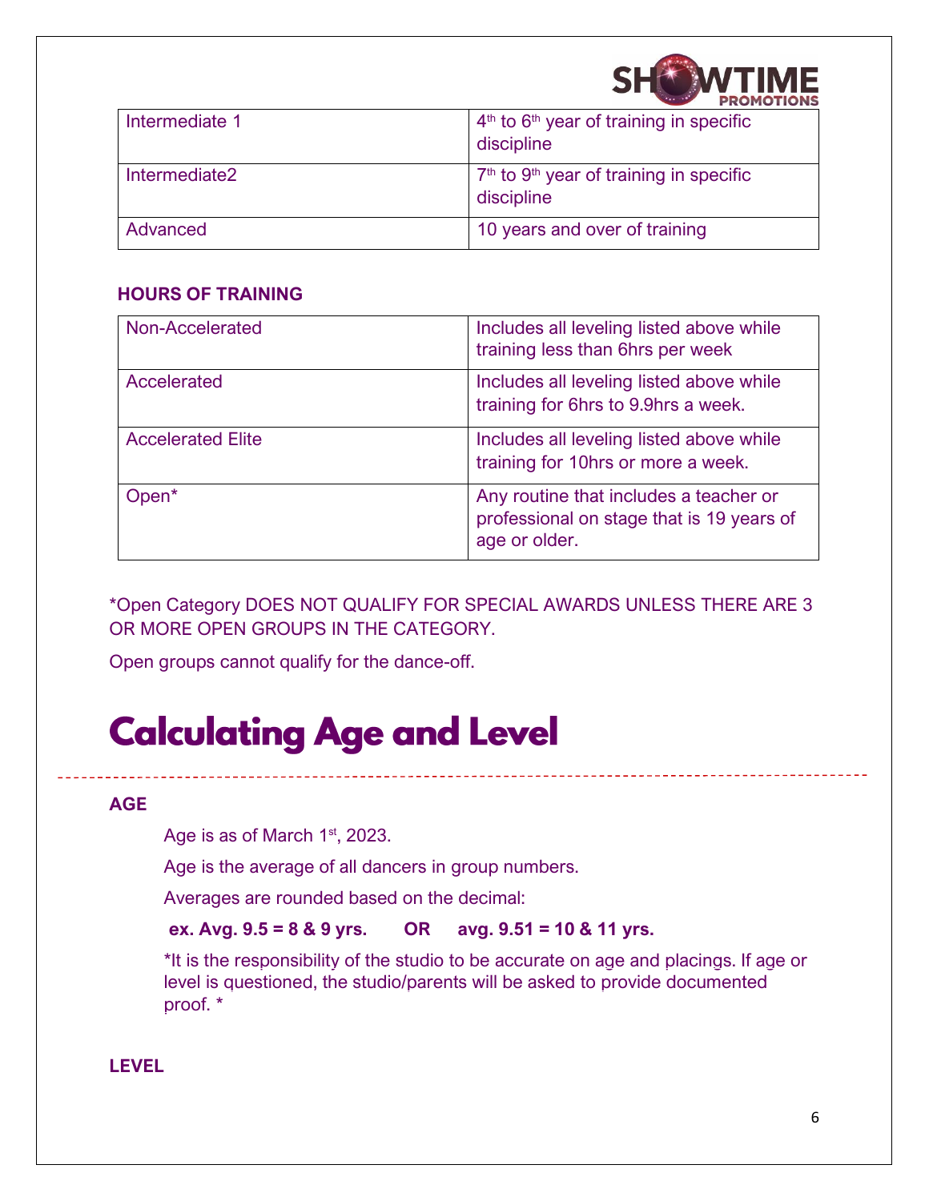| Intermediate 1 | 4th to 6th year of training in specific discipline |
|---|---|
| Intermediate2 | 7th to 9th year of training in specific discipline |
| Advanced | 10 years and over of training |

**HOURS OF TRAINING**

| Non-Accelerated | Includes all leveling listed above while training less than 6hrs per week |
|---|---|
| Accelerated | Includes all leveling listed above while training for 6hrs to 9.9hrs a week. |
| Accelerated Elite | Includes all leveling listed above while training for 10hrs or more a week. |
| Open* | Any routine that includes a teacher or professional on stage that is 19 years of age or older. |

*Open Category DOES NOT QUALIFY FOR SPECIAL AWARDS UNLESS THERE ARE 3 OR MORE OPEN GROUPS IN THE CATEGORY.

Open groups cannot qualify for the dance-off.

# Calculating Age and Level

**AGE**

Age is as of March 1st, 2023.

Age is the average of all dancers in group numbers.

Averages are rounded based on the decimal:

**ex. Avg. 9.5 = 8 & 9 yrs. OR avg. 9.51 = 10 & 11 yrs.**

*It is the responsibility of the studio to be accurate on age and placings. If age or level is questioned, the studio/parents will be asked to provide documented proof. *

**LEVEL**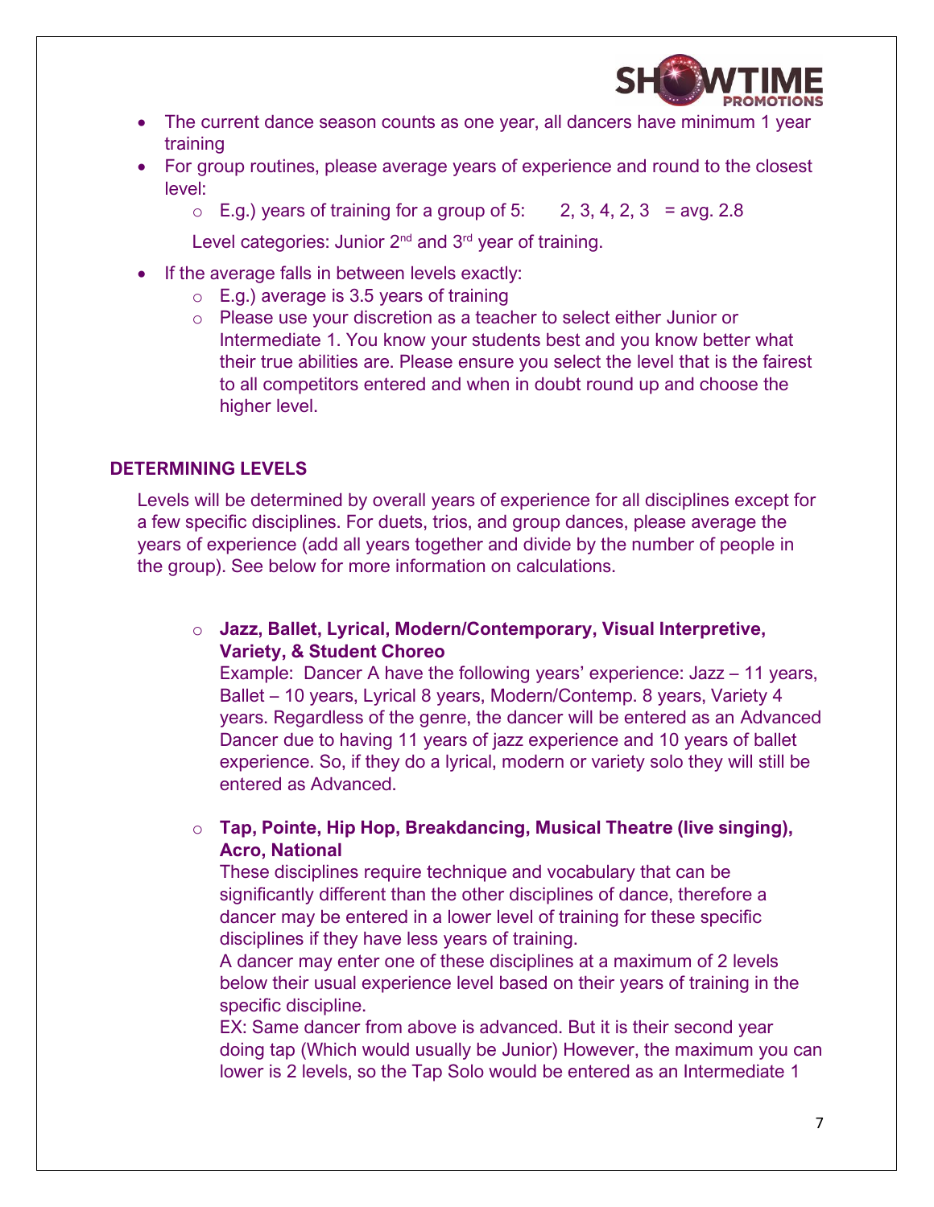- The current dance season counts as one year, all dancers have minimum 1 year training
- For group routines, please average years of experience and round to the closest level:
  - E.g.) years of training for a group of 5:     2, 3, 4, 2, 3   = avg. 2.8

  Level categories: Junior 2nd and 3rd year of training.
- If the average falls in between levels exactly:
  - E.g.) average is 3.5 years of training
  - Please use your discretion as a teacher to select either Junior or Intermediate 1. You know your students best and you know better what their true abilities are. Please ensure you select the level that is the fairest to all competitors entered and when in doubt round up and choose the higher level.

## DETERMINING LEVELS

Levels will be determined by overall years of experience for all disciplines except for a few specific disciplines. For duets, trios, and group dances, please average the years of experience (add all years together and divide by the number of people in the group). See below for more information on calculations.

- **Jazz, Ballet, Lyrical, Modern/Contemporary, Visual Interpretive, Variety, & Student Choreo**

  Example:  Dancer A have the following years' experience: Jazz – 11 years, Ballet – 10 years, Lyrical 8 years, Modern/Contemp. 8 years, Variety 4 years. Regardless of the genre, the dancer will be entered as an Advanced Dancer due to having 11 years of jazz experience and 10 years of ballet experience. So, if they do a lyrical, modern or variety solo they will still be entered as Advanced.

- **Tap, Pointe, Hip Hop, Breakdancing, Musical Theatre (live singing), Acro, National**

  These disciplines require technique and vocabulary that can be significantly different than the other disciplines of dance, therefore a dancer may be entered in a lower level of training for these specific disciplines if they have less years of training.

  A dancer may enter one of these disciplines at a maximum of 2 levels below their usual experience level based on their years of training in the specific discipline.

  EX: Same dancer from above is advanced. But it is their second year doing tap (Which would usually be Junior) However, the maximum you can lower is 2 levels, so the Tap Solo would be entered as an Intermediate 1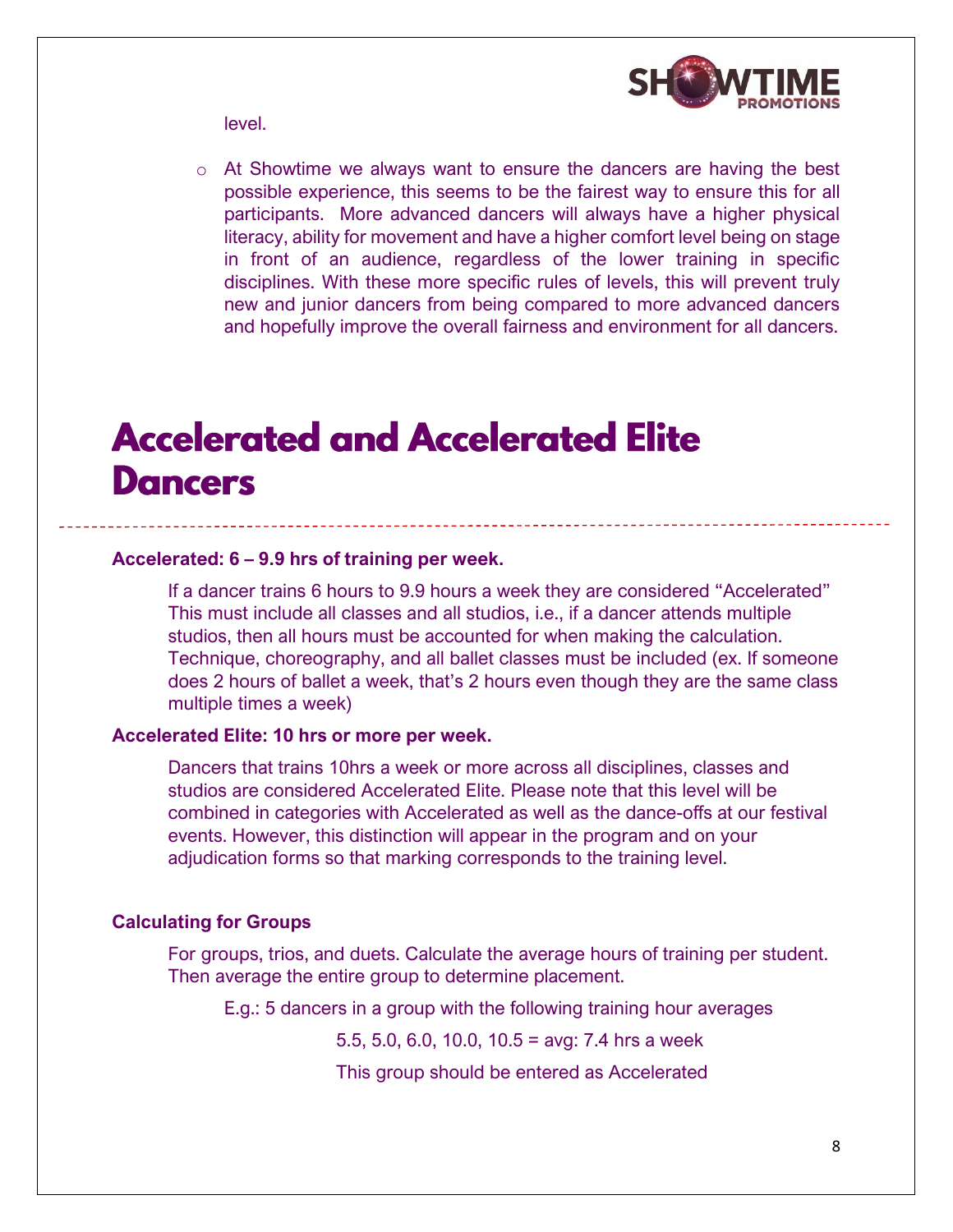level.

- At Showtime we always want to ensure the dancers are having the best possible experience, this seems to be the fairest way to ensure this for all participants. More advanced dancers will always have a higher physical literacy, ability for movement and have a higher comfort level being on stage in front of an audience, regardless of the lower training in specific disciplines. With these more specific rules of levels, this will prevent truly new and junior dancers from being compared to more advanced dancers and hopefully improve the overall fairness and environment for all dancers.

# Accelerated and Accelerated Elite Dancers

**Accelerated: 6 – 9.9 hrs of training per week.**

If a dancer trains 6 hours to 9.9 hours a week they are considered "Accelerated" This must include all classes and all studios, i.e., if a dancer attends multiple studios, then all hours must be accounted for when making the calculation. Technique, choreography, and all ballet classes must be included (ex. If someone does 2 hours of ballet a week, that's 2 hours even though they are the same class multiple times a week)

**Accelerated Elite: 10 hrs or more per week.**

Dancers that trains 10hrs a week or more across all disciplines, classes and studios are considered Accelerated Elite. Please note that this level will be combined in categories with Accelerated as well as the dance-offs at our festival events. However, this distinction will appear in the program and on your adjudication forms so that marking corresponds to the training level.

**Calculating for Groups**

For groups, trios, and duets. Calculate the average hours of training per student. Then average the entire group to determine placement.

E.g.: 5 dancers in a group with the following training hour averages

5.5, 5.0, 6.0, 10.0, 10.5 = avg: 7.4 hrs a week

This group should be entered as Accelerated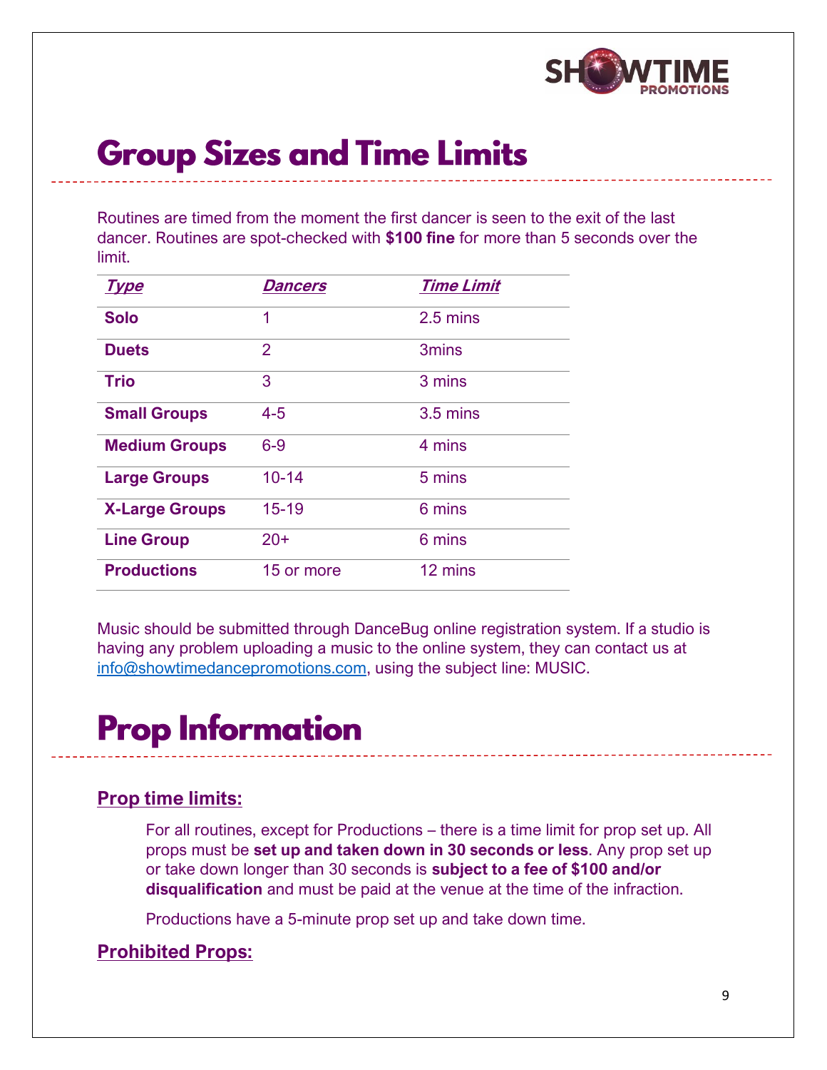# Group Sizes and Time Limits

Routines are timed from the moment the first dancer is seen to the exit of the last dancer. Routines are spot-checked with **$100 fine** for more than 5 seconds over the limit.

| ***Type*** | ***Dancers*** | ***Time Limit*** |
|---|---|---|
| **Solo** | 1 | 2.5 mins |
| **Duets** | 2 | 3mins |
| **Trio** | 3 | 3 mins |
| **Small Groups** | 4-5 | 3.5 mins |
| **Medium Groups** | 6-9 | 4 mins |
| **Large Groups** | 10-14 | 5 mins |
| **X-Large Groups** | 15-19 | 6 mins |
| **Line Group** | 20+ | 6 mins |
| **Productions** | 15 or more | 12 mins |

Music should be submitted through DanceBug online registration system. If a studio is having any problem uploading a music to the online system, they can contact us at info@showtimedancepromotions.com, using the subject line: MUSIC.

# Prop Information

## Prop time limits:

For all routines, except for Productions – there is a time limit for prop set up. All props must be **set up and taken down in 30 seconds or less**. Any prop set up or take down longer than 30 seconds is **subject to a fee of $100 and/or disqualification** and must be paid at the venue at the time of the infraction.

Productions have a 5-minute prop set up and take down time.

## Prohibited Props: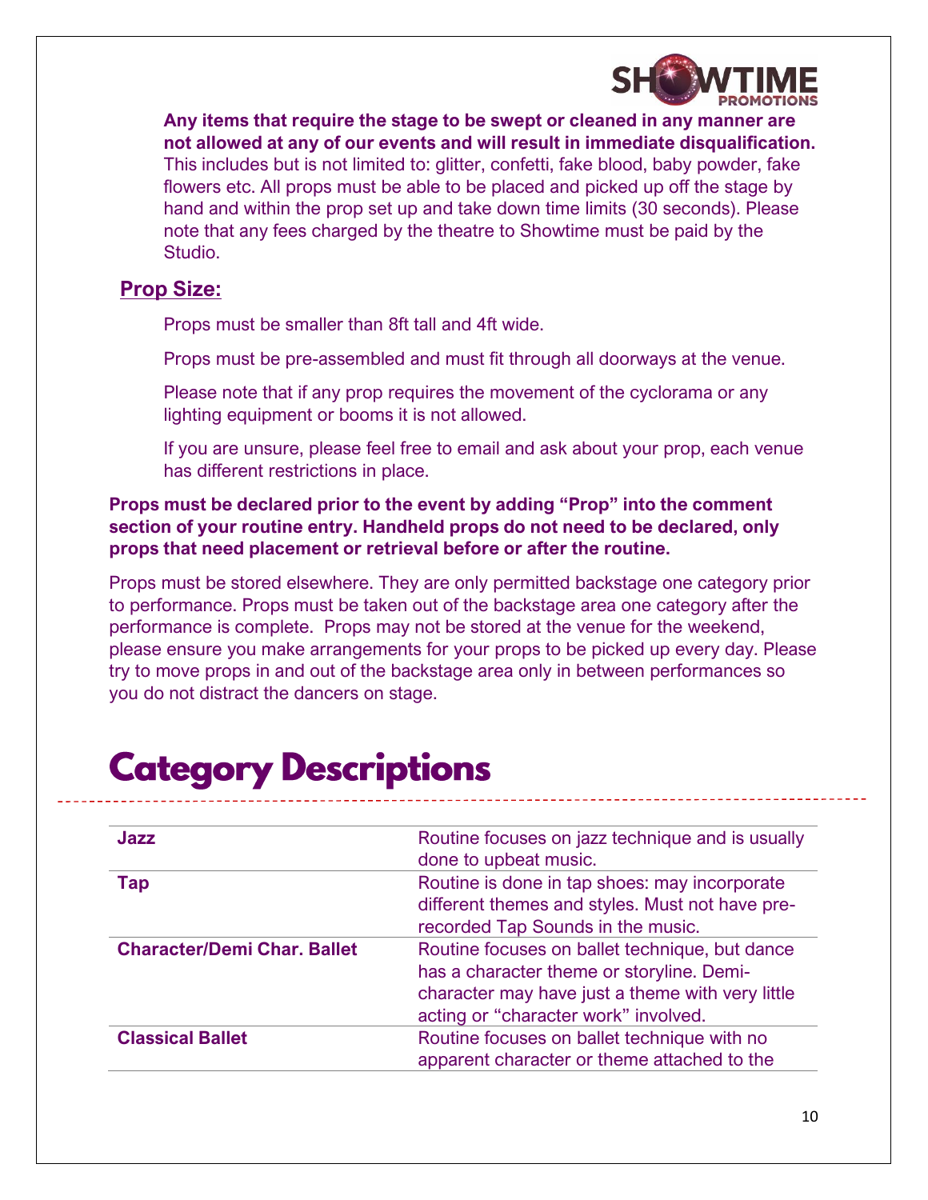**Any items that require the stage to be swept or cleaned in any manner are not allowed at any of our events and will result in immediate disqualification.** This includes but is not limited to: glitter, confetti, fake blood, baby powder, fake flowers etc. All props must be able to be placed and picked up off the stage by hand and within the prop set up and take down time limits (30 seconds). Please note that any fees charged by the theatre to Showtime must be paid by the Studio.

## Prop Size:

Props must be smaller than 8ft tall and 4ft wide.

Props must be pre-assembled and must fit through all doorways at the venue.

Please note that if any prop requires the movement of the cyclorama or any lighting equipment or booms it is not allowed.

If you are unsure, please feel free to email and ask about your prop, each venue has different restrictions in place.

**Props must be declared prior to the event by adding "Prop" into the comment section of your routine entry. Handheld props do not need to be declared, only props that need placement or retrieval before or after the routine.**

Props must be stored elsewhere. They are only permitted backstage one category prior to performance. Props must be taken out of the backstage area one category after the performance is complete. Props may not be stored at the venue for the weekend, please ensure you make arrangements for your props to be picked up every day. Please try to move props in and out of the backstage area only in between performances so you do not distract the dancers on stage.

# Category Descriptions

| | |
|---|---|
| **Jazz** | Routine focuses on jazz technique and is usually done to upbeat music. |
| **Tap** | Routine is done in tap shoes: may incorporate different themes and styles. Must not have pre-recorded Tap Sounds in the music. |
| **Character/Demi Char. Ballet** | Routine focuses on ballet technique, but dance has a character theme or storyline. Demi-character may have just a theme with very little acting or "character work" involved. |
| **Classical Ballet** | Routine focuses on ballet technique with no apparent character or theme attached to the |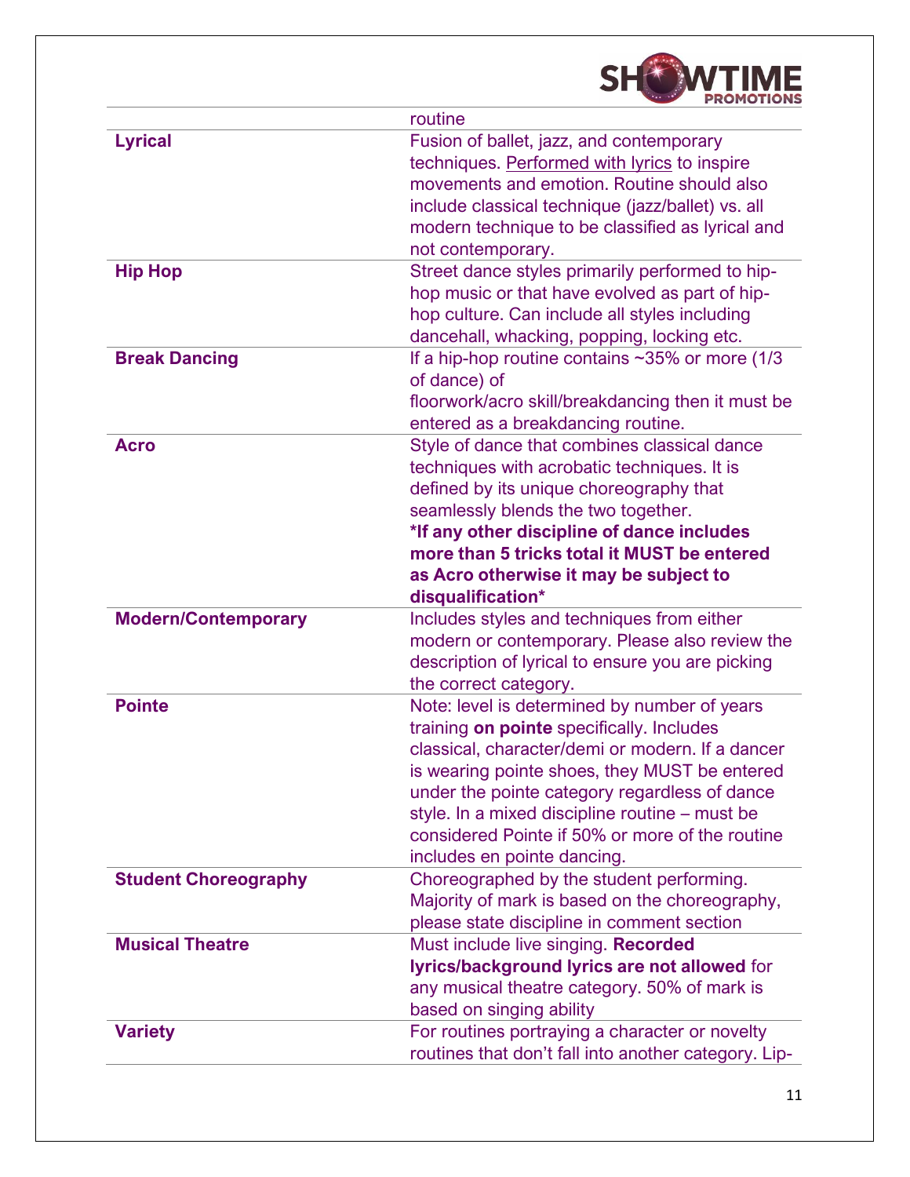| | |
|---|---|
| | routine |
| **Lyrical** | Fusion of ballet, jazz, and contemporary techniques. Performed with lyrics to inspire movements and emotion. Routine should also include classical technique (jazz/ballet) vs. all modern technique to be classified as lyrical and not contemporary. |
| **Hip Hop** | Street dance styles primarily performed to hip-hop music or that have evolved as part of hip-hop culture. Can include all styles including dancehall, whacking, popping, locking etc. |
| **Break Dancing** | If a hip-hop routine contains ~35% or more (1/3 of dance) of floorwork/acro skill/breakdancing then it must be entered as a breakdancing routine. |
| **Acro** | Style of dance that combines classical dance techniques with acrobatic techniques. It is defined by its unique choreography that seamlessly blends the two together. **\*If any other discipline of dance includes more than 5 tricks total it MUST be entered as Acro otherwise it may be subject to disqualification\*** |
| **Modern/Contemporary** | Includes styles and techniques from either modern or contemporary. Please also review the description of lyrical to ensure you are picking the correct category. |
| **Pointe** | Note: level is determined by number of years training **on pointe** specifically. Includes classical, character/demi or modern. If a dancer is wearing pointe shoes, they MUST be entered under the pointe category regardless of dance style. In a mixed discipline routine – must be considered Pointe if 50% or more of the routine includes en pointe dancing. |
| **Student Choreography** | Choreographed by the student performing. Majority of mark is based on the choreography, please state discipline in comment section |
| **Musical Theatre** | Must include live singing. **Recorded lyrics/background lyrics are not allowed** for any musical theatre category. 50% of mark is based on singing ability |
| **Variety** | For routines portraying a character or novelty routines that don't fall into another category. Lip- |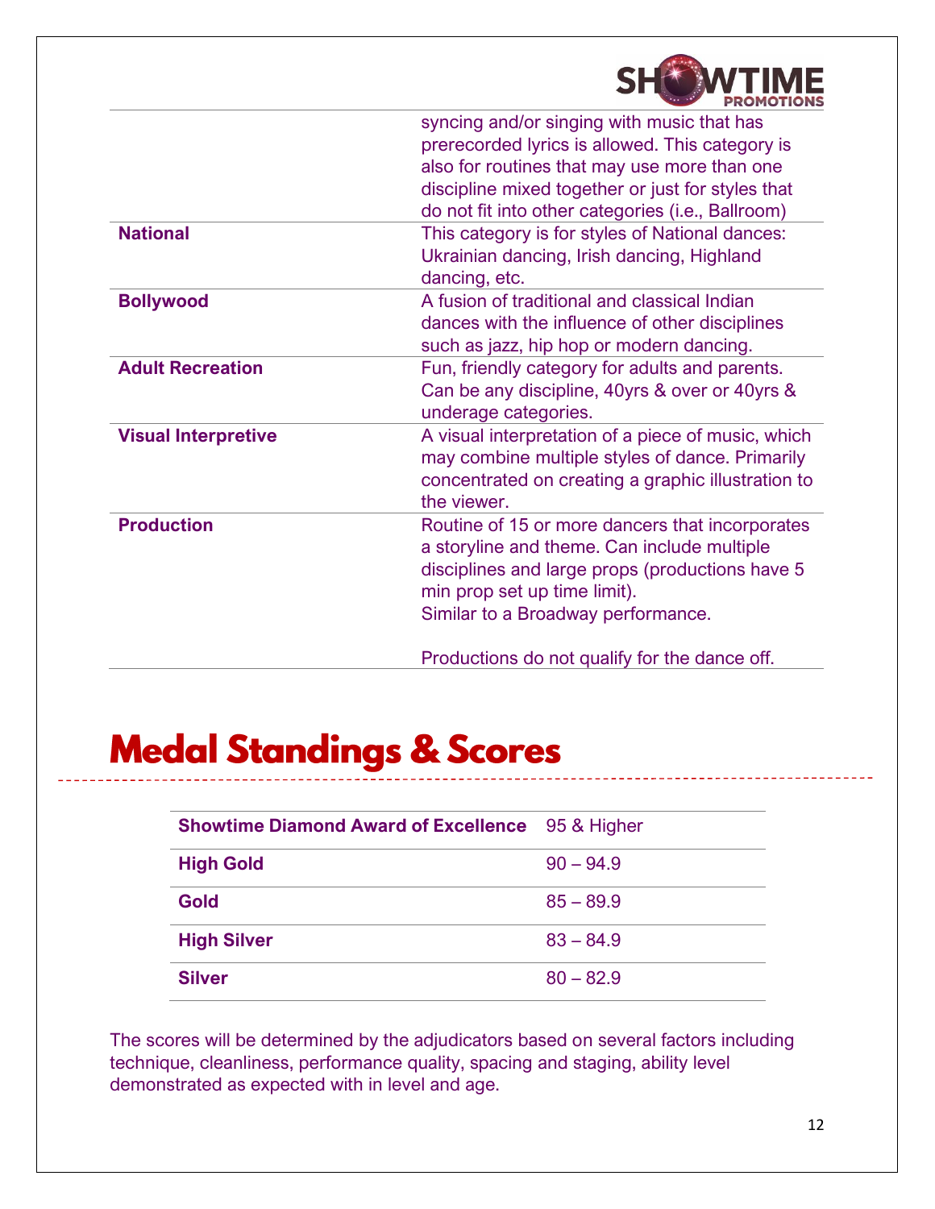| | |
|---|---|
| | syncing and/or singing with music that has prerecorded lyrics is allowed. This category is also for routines that may use more than one discipline mixed together or just for styles that do not fit into other categories (i.e., Ballroom) |
| **National** | This category is for styles of National dances: Ukrainian dancing, Irish dancing, Highland dancing, etc. |
| **Bollywood** | A fusion of traditional and classical Indian dances with the influence of other disciplines such as jazz, hip hop or modern dancing. |
| **Adult Recreation** | Fun, friendly category for adults and parents. Can be any discipline, 40yrs & over or 40yrs & underage categories. |
| **Visual Interpretive** | A visual interpretation of a piece of music, which may combine multiple styles of dance. Primarily concentrated on creating a graphic illustration to the viewer. |
| **Production** | Routine of 15 or more dancers that incorporates a storyline and theme. Can include multiple disciplines and large props (productions have 5 min prop set up time limit). Similar to a Broadway performance. <br><br> Productions do not qualify for the dance off. |

# Medal Standings & Scores

| | |
|---|---|
| **Showtime Diamond Award of Excellence** | 95 & Higher |
| **High Gold** | 90 – 94.9 |
| **Gold** | 85 – 89.9 |
| **High Silver** | 83 – 84.9 |
| **Silver** | 80 – 82.9 |

The scores will be determined by the adjudicators based on several factors including technique, cleanliness, performance quality, spacing and staging, ability level demonstrated as expected with in level and age.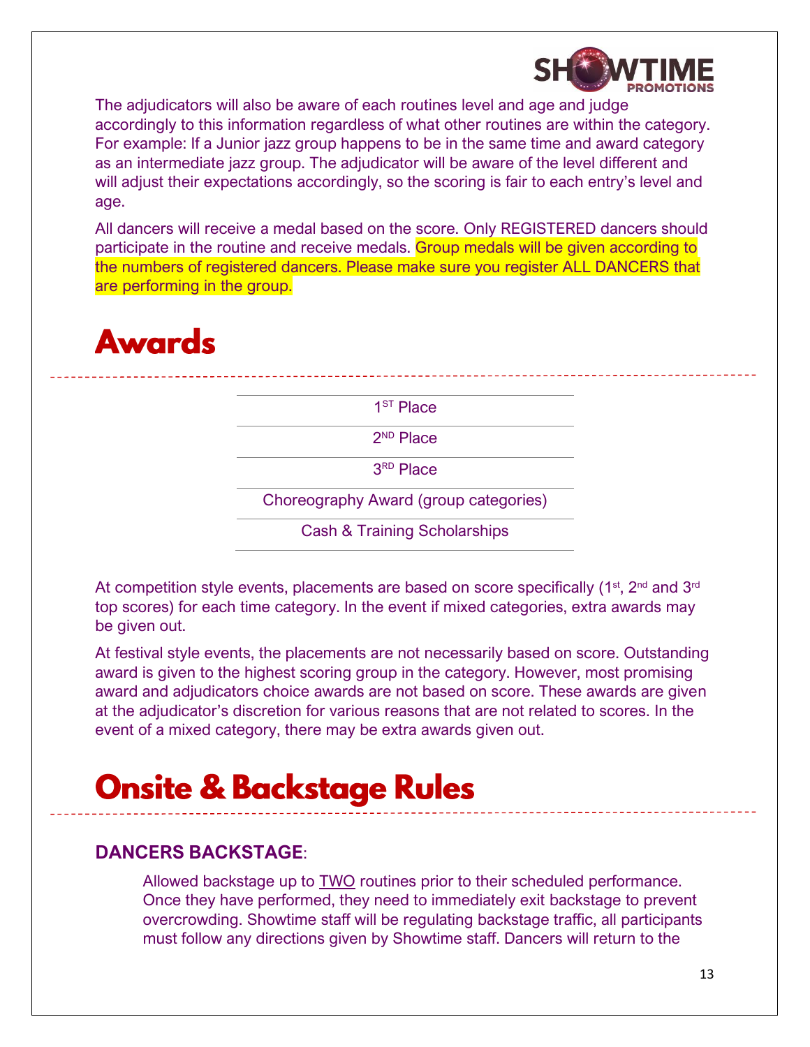The adjudicators will also be aware of each routines level and age and judge accordingly to this information regardless of what other routines are within the category. For example: If a Junior jazz group happens to be in the same time and award category as an intermediate jazz group. The adjudicator will be aware of the level different and will adjust their expectations accordingly, so the scoring is fair to each entry's level and age.

All dancers will receive a medal based on the score. Only REGISTERED dancers should participate in the routine and receive medals. Group medals will be given according to the numbers of registered dancers. Please make sure you register ALL DANCERS that are performing in the group.

# Awards

| |
|---|
| 1ST Place |
| 2ND Place |
| 3RD Place |
| Choreography Award (group categories) |
| Cash & Training Scholarships |

At competition style events, placements are based on score specifically (1st, 2nd and 3rd top scores) for each time category. In the event if mixed categories, extra awards may be given out.

At festival style events, the placements are not necessarily based on score. Outstanding award is given to the highest scoring group in the category. However, most promising award and adjudicators choice awards are not based on score. These awards are given at the adjudicator's discretion for various reasons that are not related to scores. In the event of a mixed category, there may be extra awards given out.

# Onsite & Backstage Rules

### DANCERS BACKSTAGE:

Allowed backstage up to TWO routines prior to their scheduled performance. Once they have performed, they need to immediately exit backstage to prevent overcrowding. Showtime staff will be regulating backstage traffic, all participants must follow any directions given by Showtime staff. Dancers will return to the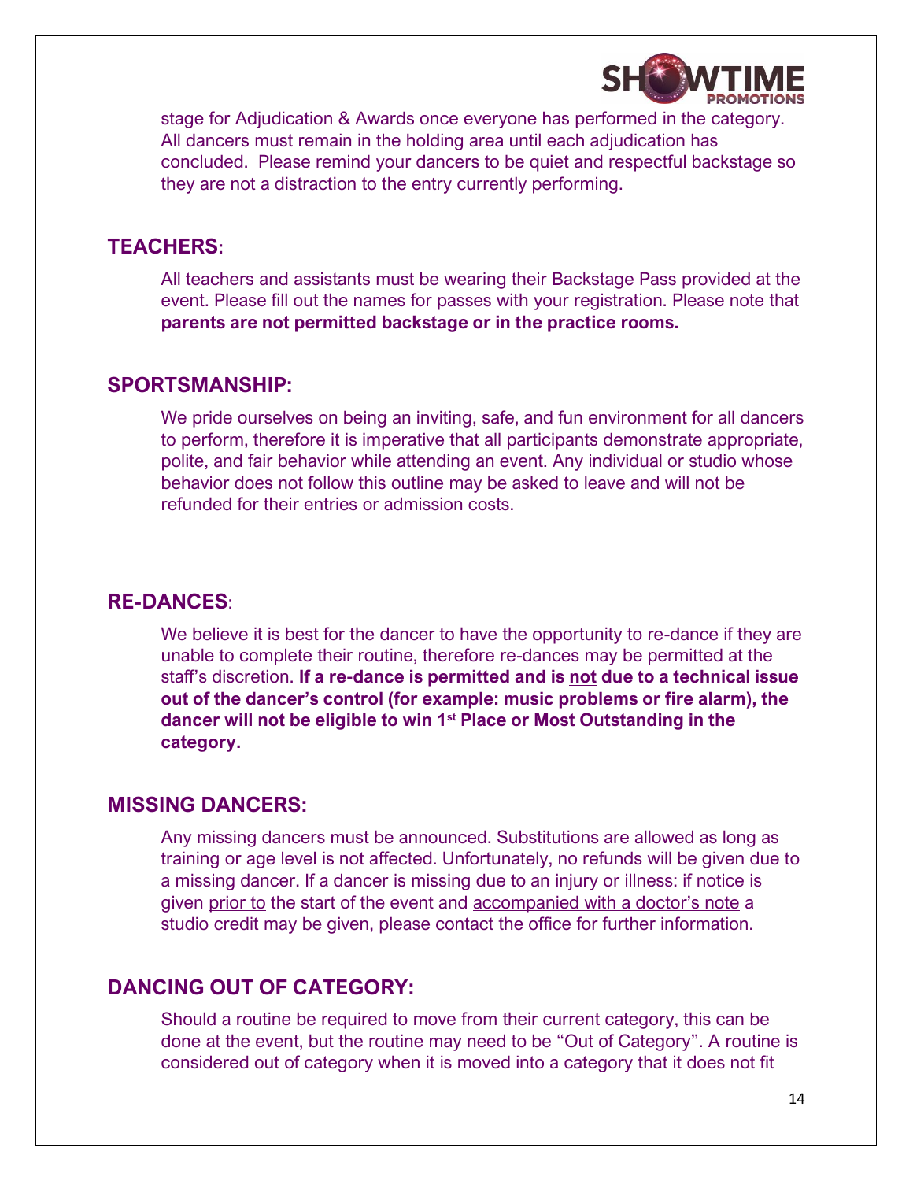stage for Adjudication & Awards once everyone has performed in the category. All dancers must remain in the holding area until each adjudication has concluded. Please remind your dancers to be quiet and respectful backstage so they are not a distraction to the entry currently performing.

## TEACHERS:

All teachers and assistants must be wearing their Backstage Pass provided at the event. Please fill out the names for passes with your registration. Please note that **parents are not permitted backstage or in the practice rooms.**

## SPORTSMANSHIP:

We pride ourselves on being an inviting, safe, and fun environment for all dancers to perform, therefore it is imperative that all participants demonstrate appropriate, polite, and fair behavior while attending an event. Any individual or studio whose behavior does not follow this outline may be asked to leave and will not be refunded for their entries or admission costs.

## RE-DANCES:

We believe it is best for the dancer to have the opportunity to re-dance if they are unable to complete their routine, therefore re-dances may be permitted at the staff's discretion. **If a re-dance is permitted and is <u>not</u> due to a technical issue out of the dancer's control (for example: music problems or fire alarm), the dancer will not be eligible to win 1st Place or Most Outstanding in the category.**

## MISSING DANCERS:

Any missing dancers must be announced. Substitutions are allowed as long as training or age level is not affected. Unfortunately, no refunds will be given due to a missing dancer. If a dancer is missing due to an injury or illness: if notice is given <u>prior to</u> the start of the event and <u>accompanied with a doctor's note</u> a studio credit may be given, please contact the office for further information.

## DANCING OUT OF CATEGORY:

Should a routine be required to move from their current category, this can be done at the event, but the routine may need to be "Out of Category". A routine is considered out of category when it is moved into a category that it does not fit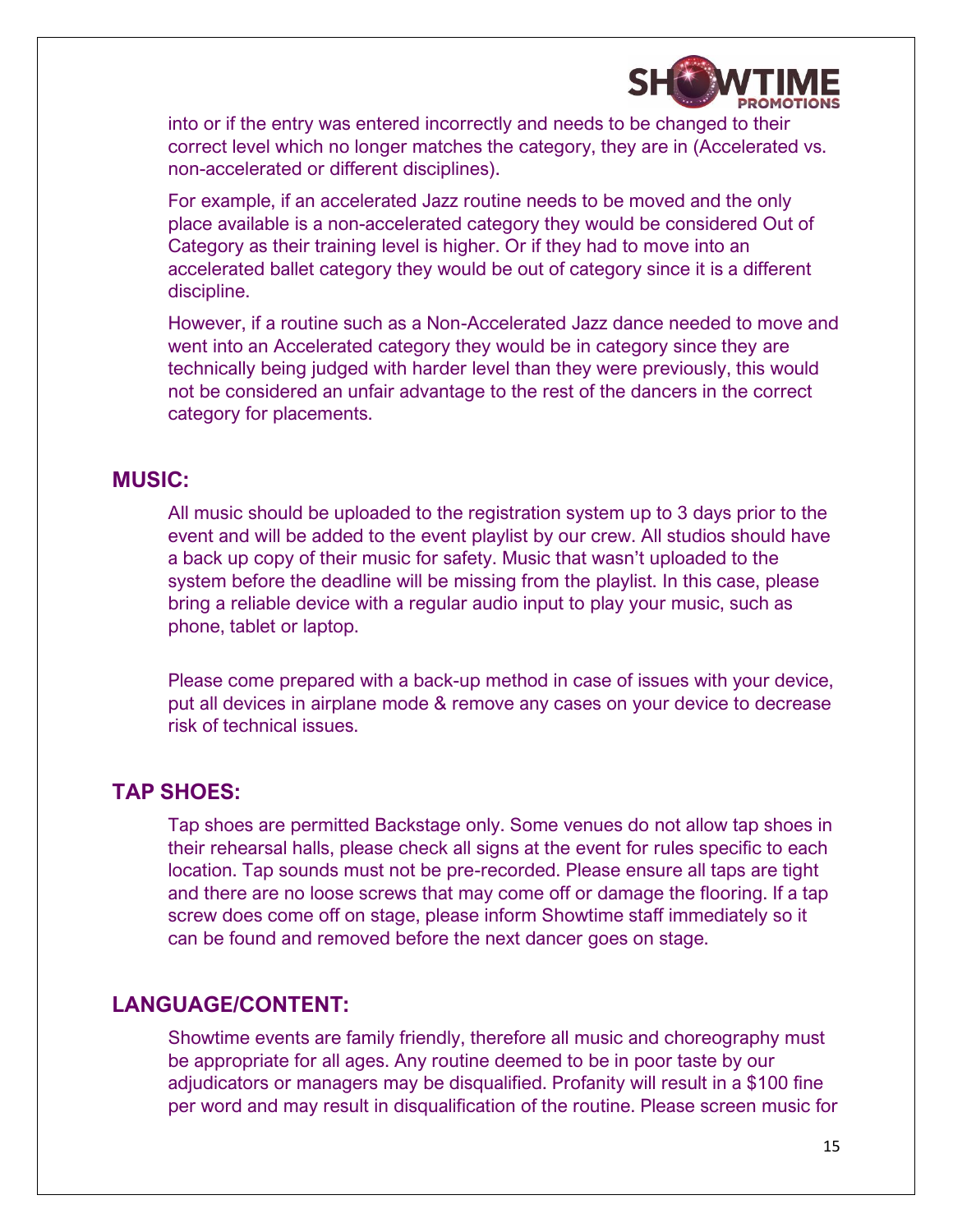into or if the entry was entered incorrectly and needs to be changed to their correct level which no longer matches the category, they are in (Accelerated vs. non-accelerated or different disciplines).

For example, if an accelerated Jazz routine needs to be moved and the only place available is a non-accelerated category they would be considered Out of Category as their training level is higher. Or if they had to move into an accelerated ballet category they would be out of category since it is a different discipline.

However, if a routine such as a Non-Accelerated Jazz dance needed to move and went into an Accelerated category they would be in category since they are technically being judged with harder level than they were previously, this would not be considered an unfair advantage to the rest of the dancers in the correct category for placements.

## MUSIC:

All music should be uploaded to the registration system up to 3 days prior to the event and will be added to the event playlist by our crew. All studios should have a back up copy of their music for safety. Music that wasn't uploaded to the system before the deadline will be missing from the playlist. In this case, please bring a reliable device with a regular audio input to play your music, such as phone, tablet or laptop.

Please come prepared with a back-up method in case of issues with your device, put all devices in airplane mode & remove any cases on your device to decrease risk of technical issues.

## TAP SHOES:

Tap shoes are permitted Backstage only. Some venues do not allow tap shoes in their rehearsal halls, please check all signs at the event for rules specific to each location. Tap sounds must not be pre-recorded. Please ensure all taps are tight and there are no loose screws that may come off or damage the flooring. If a tap screw does come off on stage, please inform Showtime staff immediately so it can be found and removed before the next dancer goes on stage.

## LANGUAGE/CONTENT:

Showtime events are family friendly, therefore all music and choreography must be appropriate for all ages. Any routine deemed to be in poor taste by our adjudicators or managers may be disqualified. Profanity will result in a $100 fine per word and may result in disqualification of the routine. Please screen music for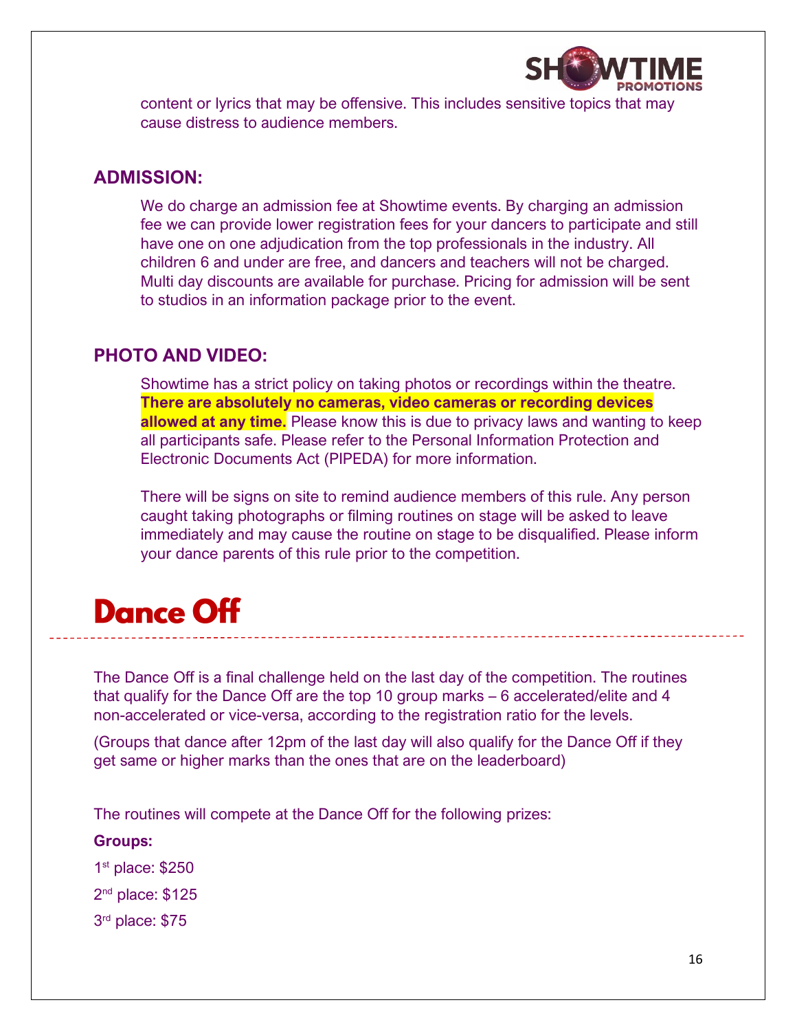content or lyrics that may be offensive. This includes sensitive topics that may cause distress to audience members.

## ADMISSION:

We do charge an admission fee at Showtime events. By charging an admission fee we can provide lower registration fees for your dancers to participate and still have one on one adjudication from the top professionals in the industry. All children 6 and under are free, and dancers and teachers will not be charged. Multi day discounts are available for purchase. Pricing for admission will be sent to studios in an information package prior to the event.

## PHOTO AND VIDEO:

Showtime has a strict policy on taking photos or recordings within the theatre. **There are absolutely no cameras, video cameras or recording devices allowed at any time.** Please know this is due to privacy laws and wanting to keep all participants safe. Please refer to the Personal Information Protection and Electronic Documents Act (PIPEDA) for more information.

There will be signs on site to remind audience members of this rule. Any person caught taking photographs or filming routines on stage will be asked to leave immediately and may cause the routine on stage to be disqualified. Please inform your dance parents of this rule prior to the competition.

# Dance Off

The Dance Off is a final challenge held on the last day of the competition. The routines that qualify for the Dance Off are the top 10 group marks – 6 accelerated/elite and 4 non-accelerated or vice-versa, according to the registration ratio for the levels.

(Groups that dance after 12pm of the last day will also qualify for the Dance Off if they get same or higher marks than the ones that are on the leaderboard)

The routines will compete at the Dance Off for the following prizes:

**Groups:**

1st place: $250

2nd place: $125

3rd place: $75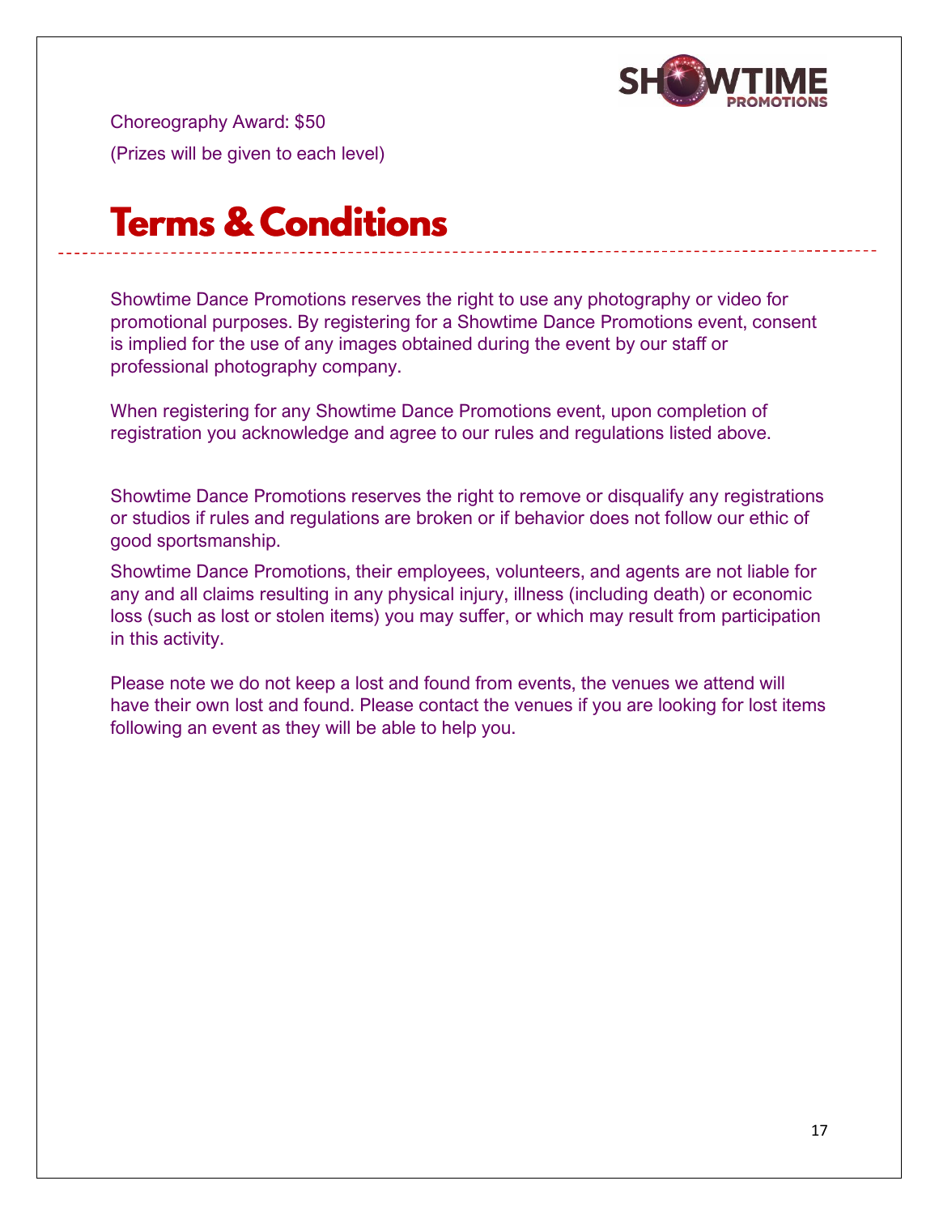Choreography Award: $50

(Prizes will be given to each level)

# Terms & Conditions

Showtime Dance Promotions reserves the right to use any photography or video for promotional purposes. By registering for a Showtime Dance Promotions event, consent is implied for the use of any images obtained during the event by our staff or professional photography company.

When registering for any Showtime Dance Promotions event, upon completion of registration you acknowledge and agree to our rules and regulations listed above.

Showtime Dance Promotions reserves the right to remove or disqualify any registrations or studios if rules and regulations are broken or if behavior does not follow our ethic of good sportsmanship.

Showtime Dance Promotions, their employees, volunteers, and agents are not liable for any and all claims resulting in any physical injury, illness (including death) or economic loss (such as lost or stolen items) you may suffer, or which may result from participation in this activity.

Please note we do not keep a lost and found from events, the venues we attend will have their own lost and found. Please contact the venues if you are looking for lost items following an event as they will be able to help you.